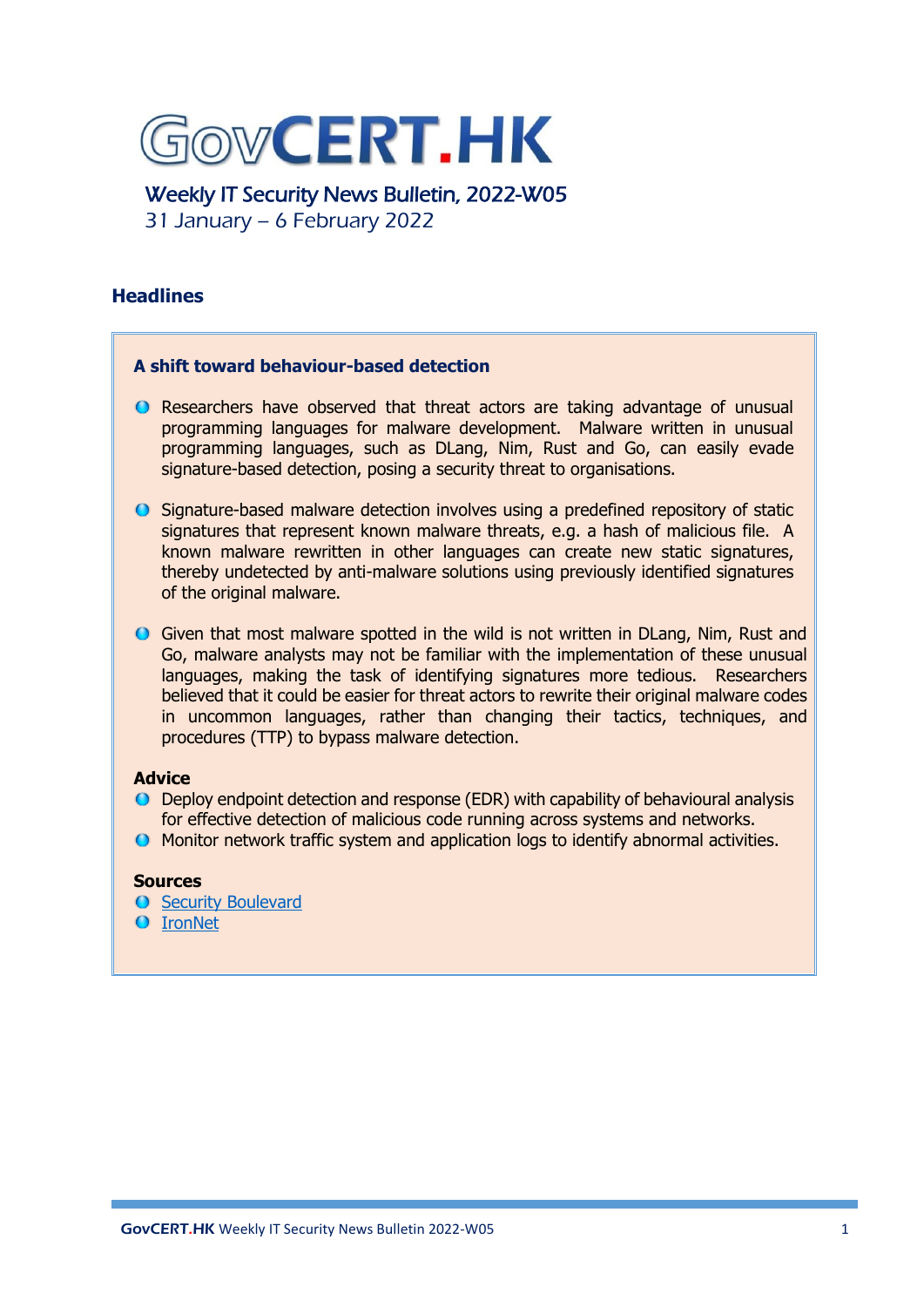# GovCERT.HK

## Weekly IT Security News Bulletin, 2022-W05

31 January – 6 February 2022

## Headlines

### A shift toward behaviour-based detection

- Researchers have observed that threat actors are taking advantage of unusual programming languages for malware development. Malware written in unusual programming languages, such as DLang, Nim, Rust and Go, can easily evade signature-based detection, posing a security threat to organisations.
- Signature-based malware detection involves using a predefined repository of static signatures that represent known malware threats, e.g. a hash of malicious file. A known malware rewritten in other languages can create new static signatures, thereby undetected by anti-malware solutions using previously identified signatures of the original malware.
- Given that most malware spotted in the wild is not written in DLang, Nim, Rust and Go, malware analysts may not be familiar with the implementation of these unusual languages, making the task of identifying signatures more tedious. Researchers believed that it could be easier for threat actors to rewrite their original malware codes in uncommon languages, rather than changing their tactics, techniques, and procedures (TTP) to bypass malware detection.

**Advice**

- Deploy endpoint detection and response (EDR) with capability of behavioural analysis for effective detection of malicious code running across systems and networks.
- Monitor network traffic system and application logs to identify abnormal activities.

**Sources**

- Security Boulevard
- IronNet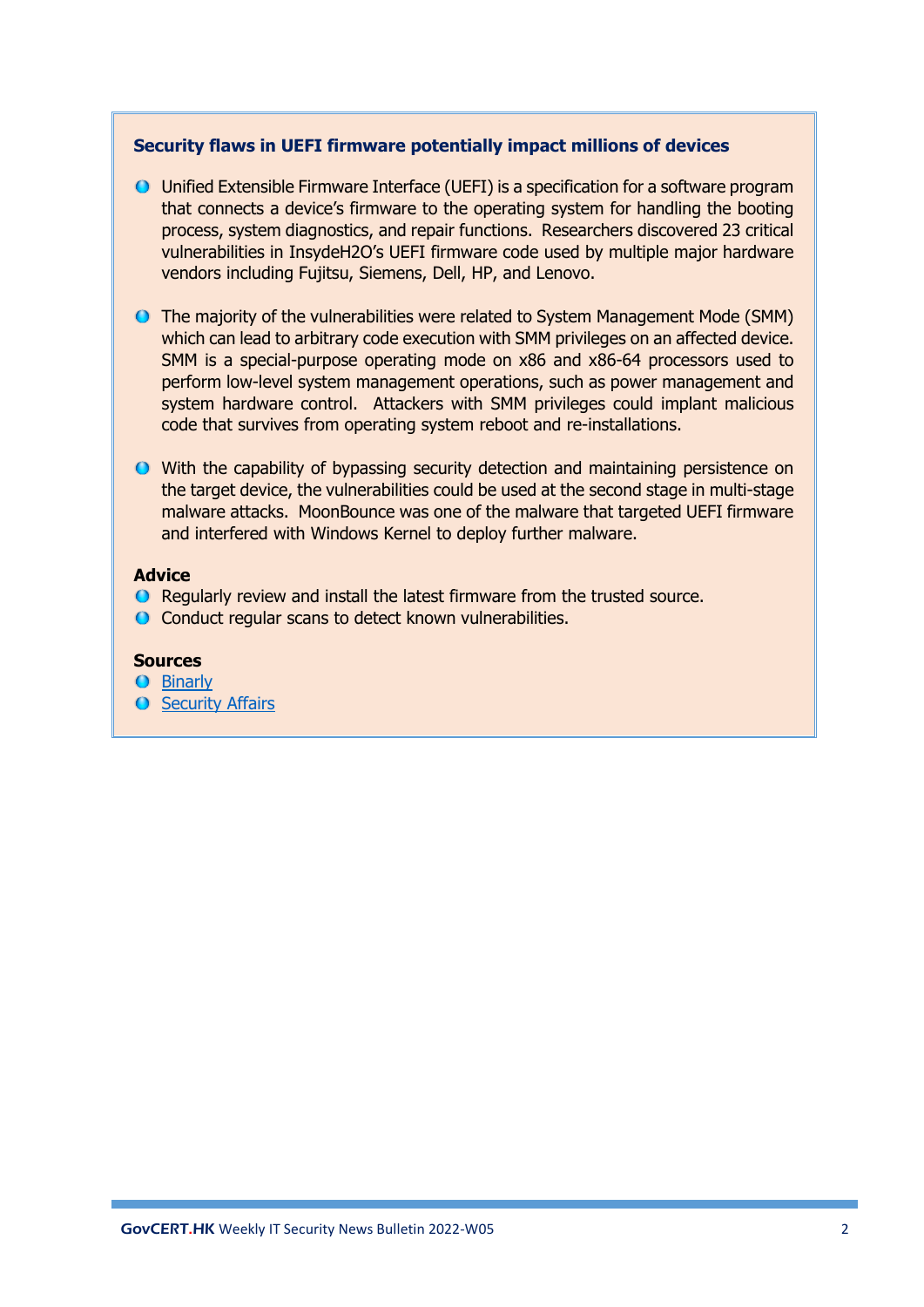### Security flaws in UEFI firmware potentially impact millions of devices

- Unified Extensible Firmware Interface (UEFI) is a specification for a software program that connects a device's firmware to the operating system for handling the booting process, system diagnostics, and repair functions. Researchers discovered 23 critical vulnerabilities in InsydeH2O's UEFI firmware code used by multiple major hardware vendors including Fujitsu, Siemens, Dell, HP, and Lenovo.

- The majority of the vulnerabilities were related to System Management Mode (SMM) which can lead to arbitrary code execution with SMM privileges on an affected device. SMM is a special-purpose operating mode on x86 and x86-64 processors used to perform low-level system management operations, such as power management and system hardware control. Attackers with SMM privileges could implant malicious code that survives from operating system reboot and re-installations.

- With the capability of bypassing security detection and maintaining persistence on the target device, the vulnerabilities could be used at the second stage in multi-stage malware attacks. MoonBounce was one of the malware that targeted UEFI firmware and interfered with Windows Kernel to deploy further malware.

**Advice**

- Regularly review and install the latest firmware from the trusted source.
- Conduct regular scans to detect known vulnerabilities.

**Sources**

- Binarly
- Security Affairs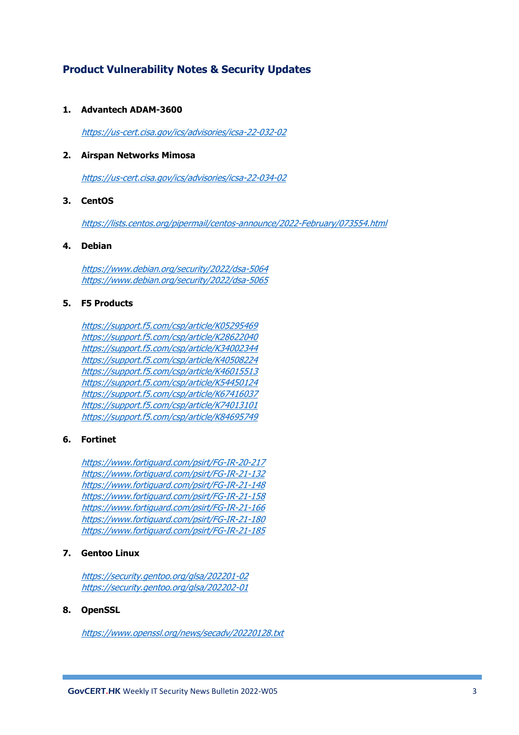## Product Vulnerability Notes & Security Updates

1. **Advantech ADAM-3600**

   *https://us-cert.cisa.gov/ics/advisories/icsa-22-032-02*

2. **Airspan Networks Mimosa**

   *https://us-cert.cisa.gov/ics/advisories/icsa-22-034-02*

3. **CentOS**

   *https://lists.centos.org/pipermail/centos-announce/2022-February/073554.html*

4. **Debian**

   *https://www.debian.org/security/2022/dsa-5064*
   *https://www.debian.org/security/2022/dsa-5065*

5. **F5 Products**

   *https://support.f5.com/csp/article/K05295469*
   *https://support.f5.com/csp/article/K28622040*
   *https://support.f5.com/csp/article/K34002344*
   *https://support.f5.com/csp/article/K40508224*
   *https://support.f5.com/csp/article/K46015513*
   *https://support.f5.com/csp/article/K54450124*
   *https://support.f5.com/csp/article/K67416037*
   *https://support.f5.com/csp/article/K74013101*
   *https://support.f5.com/csp/article/K84695749*

6. **Fortinet**

   *https://www.fortiguard.com/psirt/FG-IR-20-217*
   *https://www.fortiguard.com/psirt/FG-IR-21-132*
   *https://www.fortiguard.com/psirt/FG-IR-21-148*
   *https://www.fortiguard.com/psirt/FG-IR-21-158*
   *https://www.fortiguard.com/psirt/FG-IR-21-166*
   *https://www.fortiguard.com/psirt/FG-IR-21-180*
   *https://www.fortiguard.com/psirt/FG-IR-21-185*

7. **Gentoo Linux**

   *https://security.gentoo.org/glsa/202201-02*
   *https://security.gentoo.org/glsa/202202-01*

8. **OpenSSL**

   *https://www.openssl.org/news/secadv/20220128.txt*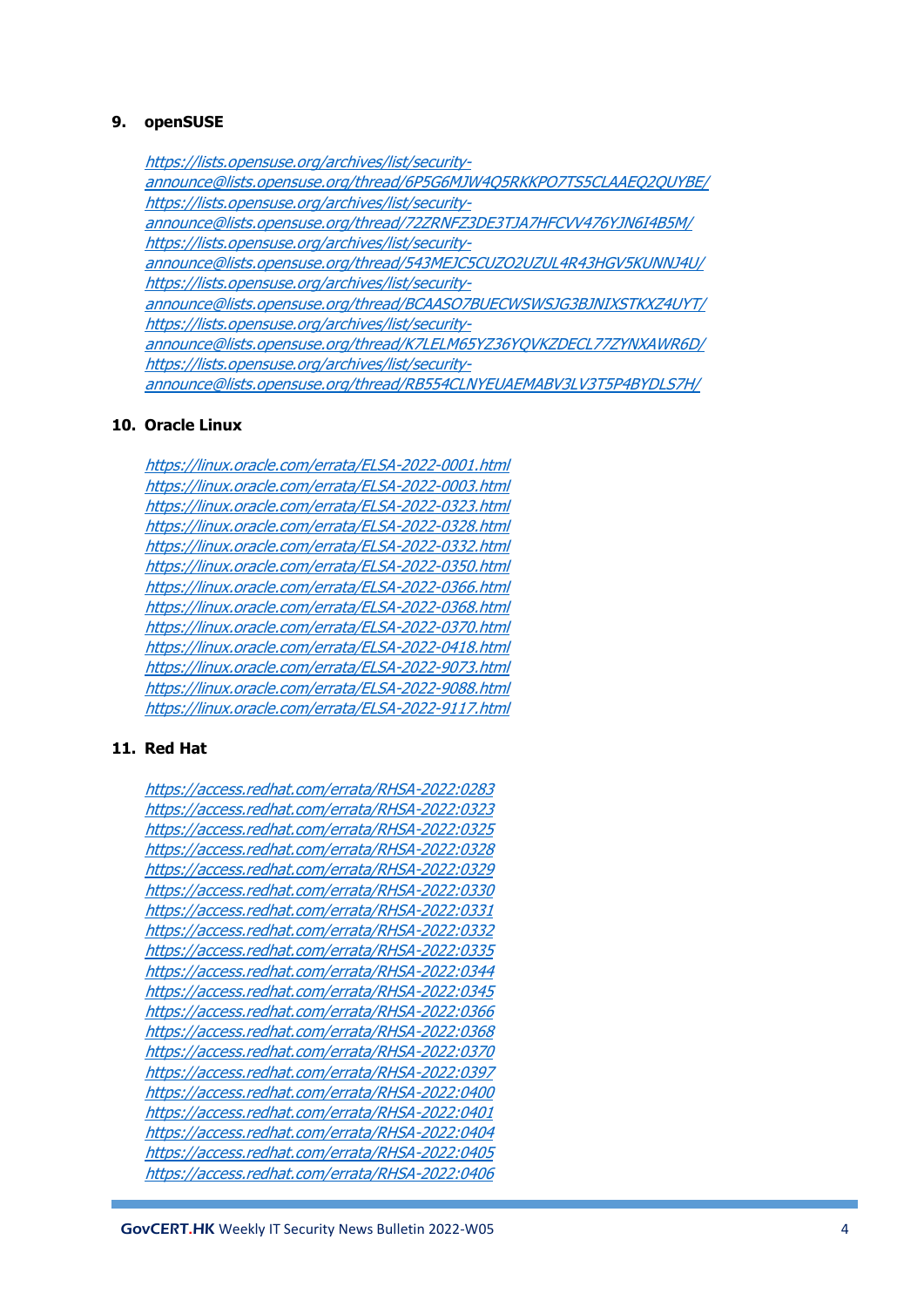### 9. openSUSE

https://lists.opensuse.org/archives/list/security-announce@lists.opensuse.org/thread/6P5G6MJW4Q5RKKPO7TS5CLAAEQ2QUYBE/
https://lists.opensuse.org/archives/list/security-announce@lists.opensuse.org/thread/72ZRNFZ3DE3TJA7HFCVV476YJN6I4B5M/
https://lists.opensuse.org/archives/list/security-announce@lists.opensuse.org/thread/543MEJC5CUZO2UZUL4R43HGV5KUNNJ4U/
https://lists.opensuse.org/archives/list/security-announce@lists.opensuse.org/thread/BCAASO7BUECWSWSJG3BJNIXSTKXZ4UYT/
https://lists.opensuse.org/archives/list/security-announce@lists.opensuse.org/thread/K7LELM65YZ36YQVKZDECL77ZYNXAWR6D/
https://lists.opensuse.org/archives/list/security-announce@lists.opensuse.org/thread/RB554CLNYEUAEMABV3LV3T5P4BYDLS7H/

### 10. Oracle Linux

https://linux.oracle.com/errata/ELSA-2022-0001.html
https://linux.oracle.com/errata/ELSA-2022-0003.html
https://linux.oracle.com/errata/ELSA-2022-0323.html
https://linux.oracle.com/errata/ELSA-2022-0328.html
https://linux.oracle.com/errata/ELSA-2022-0332.html
https://linux.oracle.com/errata/ELSA-2022-0350.html
https://linux.oracle.com/errata/ELSA-2022-0366.html
https://linux.oracle.com/errata/ELSA-2022-0368.html
https://linux.oracle.com/errata/ELSA-2022-0370.html
https://linux.oracle.com/errata/ELSA-2022-0418.html
https://linux.oracle.com/errata/ELSA-2022-9073.html
https://linux.oracle.com/errata/ELSA-2022-9088.html
https://linux.oracle.com/errata/ELSA-2022-9117.html

### 11. Red Hat

https://access.redhat.com/errata/RHSA-2022:0283
https://access.redhat.com/errata/RHSA-2022:0323
https://access.redhat.com/errata/RHSA-2022:0325
https://access.redhat.com/errata/RHSA-2022:0328
https://access.redhat.com/errata/RHSA-2022:0329
https://access.redhat.com/errata/RHSA-2022:0330
https://access.redhat.com/errata/RHSA-2022:0331
https://access.redhat.com/errata/RHSA-2022:0332
https://access.redhat.com/errata/RHSA-2022:0335
https://access.redhat.com/errata/RHSA-2022:0344
https://access.redhat.com/errata/RHSA-2022:0345
https://access.redhat.com/errata/RHSA-2022:0366
https://access.redhat.com/errata/RHSA-2022:0368
https://access.redhat.com/errata/RHSA-2022:0370
https://access.redhat.com/errata/RHSA-2022:0397
https://access.redhat.com/errata/RHSA-2022:0400
https://access.redhat.com/errata/RHSA-2022:0401
https://access.redhat.com/errata/RHSA-2022:0404
https://access.redhat.com/errata/RHSA-2022:0405
https://access.redhat.com/errata/RHSA-2022:0406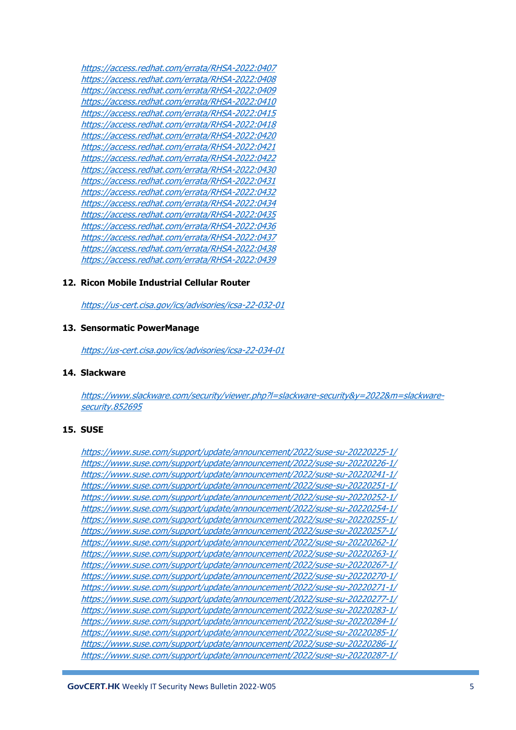https://access.redhat.com/errata/RHSA-2022:0407
https://access.redhat.com/errata/RHSA-2022:0408
https://access.redhat.com/errata/RHSA-2022:0409
https://access.redhat.com/errata/RHSA-2022:0410
https://access.redhat.com/errata/RHSA-2022:0415
https://access.redhat.com/errata/RHSA-2022:0418
https://access.redhat.com/errata/RHSA-2022:0420
https://access.redhat.com/errata/RHSA-2022:0421
https://access.redhat.com/errata/RHSA-2022:0422
https://access.redhat.com/errata/RHSA-2022:0430
https://access.redhat.com/errata/RHSA-2022:0431
https://access.redhat.com/errata/RHSA-2022:0432
https://access.redhat.com/errata/RHSA-2022:0434
https://access.redhat.com/errata/RHSA-2022:0435
https://access.redhat.com/errata/RHSA-2022:0436
https://access.redhat.com/errata/RHSA-2022:0437
https://access.redhat.com/errata/RHSA-2022:0438
https://access.redhat.com/errata/RHSA-2022:0439

**12. Ricon Mobile Industrial Cellular Router**

https://us-cert.cisa.gov/ics/advisories/icsa-22-032-01

**13. Sensormatic PowerManage**

https://us-cert.cisa.gov/ics/advisories/icsa-22-034-01

**14. Slackware**

https://www.slackware.com/security/viewer.php?l=slackware-security&y=2022&m=slackware-security.852695

**15. SUSE**

https://www.suse.com/support/update/announcement/2022/suse-su-20220225-1/
https://www.suse.com/support/update/announcement/2022/suse-su-20220226-1/
https://www.suse.com/support/update/announcement/2022/suse-su-20220241-1/
https://www.suse.com/support/update/announcement/2022/suse-su-20220251-1/
https://www.suse.com/support/update/announcement/2022/suse-su-20220252-1/
https://www.suse.com/support/update/announcement/2022/suse-su-20220254-1/
https://www.suse.com/support/update/announcement/2022/suse-su-20220255-1/
https://www.suse.com/support/update/announcement/2022/suse-su-20220257-1/
https://www.suse.com/support/update/announcement/2022/suse-su-20220262-1/
https://www.suse.com/support/update/announcement/2022/suse-su-20220263-1/
https://www.suse.com/support/update/announcement/2022/suse-su-20220267-1/
https://www.suse.com/support/update/announcement/2022/suse-su-20220270-1/
https://www.suse.com/support/update/announcement/2022/suse-su-20220271-1/
https://www.suse.com/support/update/announcement/2022/suse-su-20220277-1/
https://www.suse.com/support/update/announcement/2022/suse-su-20220283-1/
https://www.suse.com/support/update/announcement/2022/suse-su-20220284-1/
https://www.suse.com/support/update/announcement/2022/suse-su-20220285-1/
https://www.suse.com/support/update/announcement/2022/suse-su-20220286-1/
https://www.suse.com/support/update/announcement/2022/suse-su-20220287-1/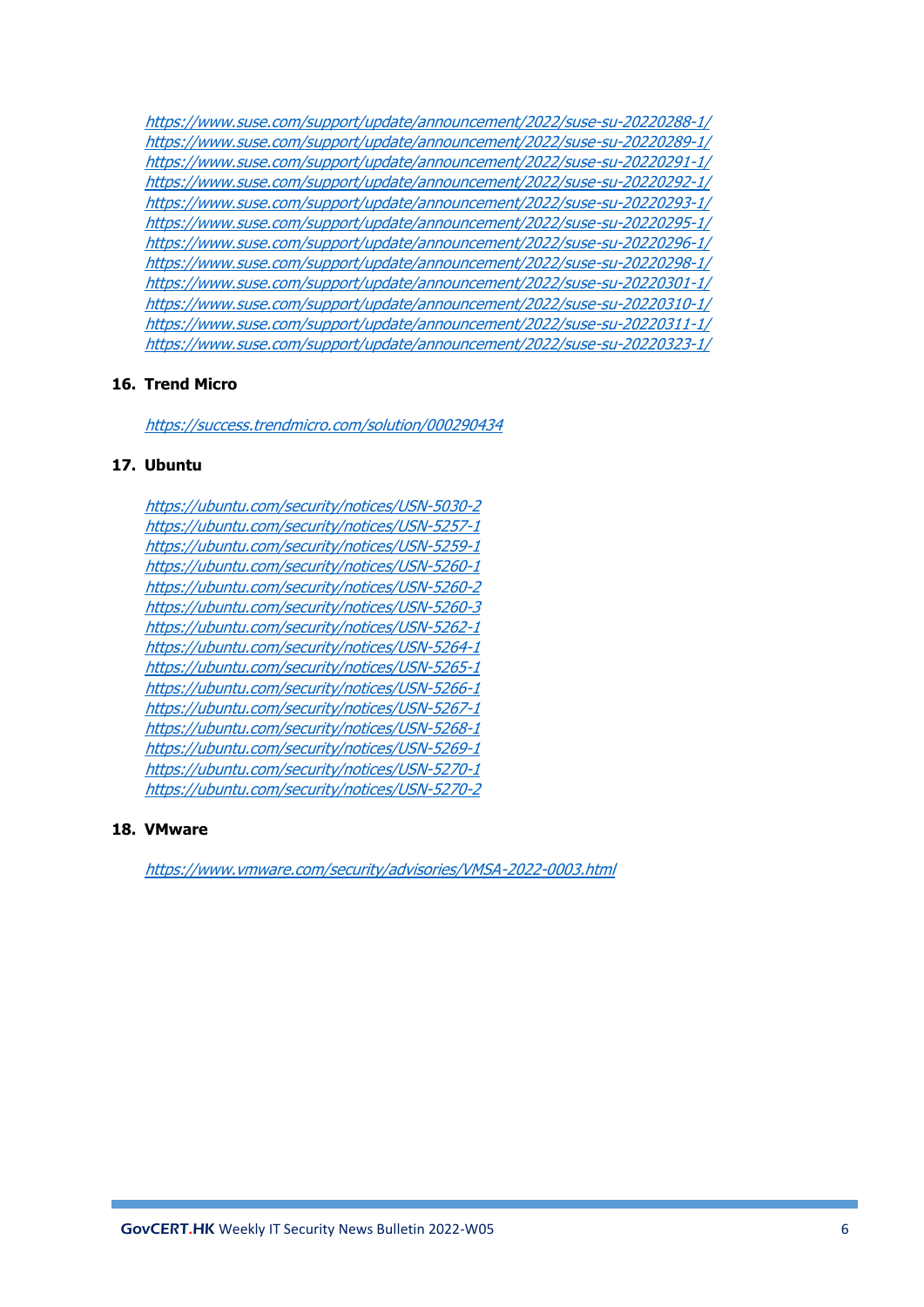https://www.suse.com/support/update/announcement/2022/suse-su-20220288-1/
https://www.suse.com/support/update/announcement/2022/suse-su-20220289-1/
https://www.suse.com/support/update/announcement/2022/suse-su-20220291-1/
https://www.suse.com/support/update/announcement/2022/suse-su-20220292-1/
https://www.suse.com/support/update/announcement/2022/suse-su-20220293-1/
https://www.suse.com/support/update/announcement/2022/suse-su-20220295-1/
https://www.suse.com/support/update/announcement/2022/suse-su-20220296-1/
https://www.suse.com/support/update/announcement/2022/suse-su-20220298-1/
https://www.suse.com/support/update/announcement/2022/suse-su-20220301-1/
https://www.suse.com/support/update/announcement/2022/suse-su-20220310-1/
https://www.suse.com/support/update/announcement/2022/suse-su-20220311-1/
https://www.suse.com/support/update/announcement/2022/suse-su-20220323-1/

### 16. Trend Micro

https://success.trendmicro.com/solution/000290434

### 17. Ubuntu

https://ubuntu.com/security/notices/USN-5030-2
https://ubuntu.com/security/notices/USN-5257-1
https://ubuntu.com/security/notices/USN-5259-1
https://ubuntu.com/security/notices/USN-5260-1
https://ubuntu.com/security/notices/USN-5260-2
https://ubuntu.com/security/notices/USN-5260-3
https://ubuntu.com/security/notices/USN-5262-1
https://ubuntu.com/security/notices/USN-5264-1
https://ubuntu.com/security/notices/USN-5265-1
https://ubuntu.com/security/notices/USN-5266-1
https://ubuntu.com/security/notices/USN-5267-1
https://ubuntu.com/security/notices/USN-5268-1
https://ubuntu.com/security/notices/USN-5269-1
https://ubuntu.com/security/notices/USN-5270-1
https://ubuntu.com/security/notices/USN-5270-2

### 18. VMware

https://www.vmware.com/security/advisories/VMSA-2022-0003.html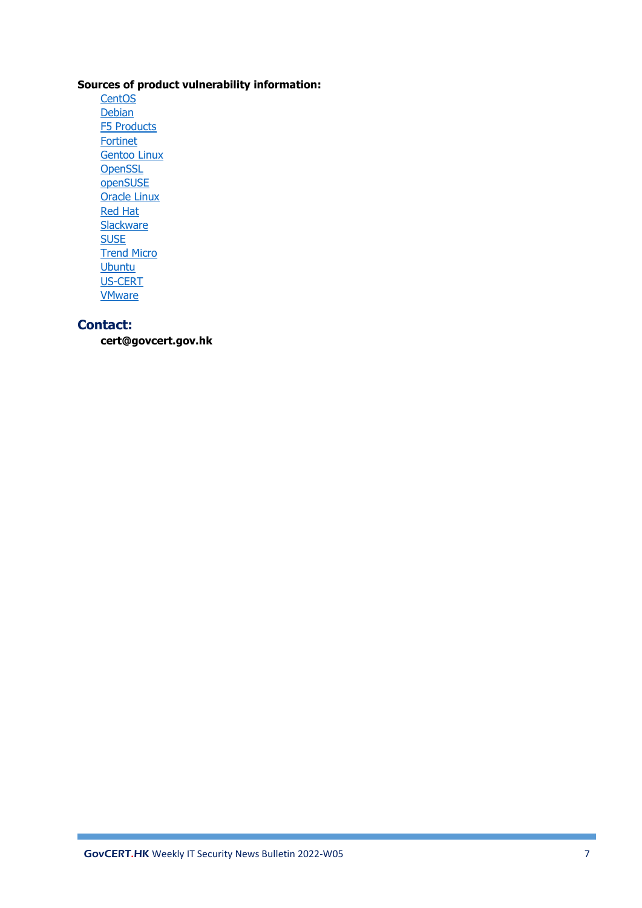**Sources of product vulnerability information:**

- CentOS
- Debian
- F5 Products
- Fortinet
- Gentoo Linux
- OpenSSL
- openSUSE
- Oracle Linux
- Red Hat
- Slackware
- SUSE
- Trend Micro
- Ubuntu
- US-CERT
- VMware

## Contact:

**cert@govcert.gov.hk**